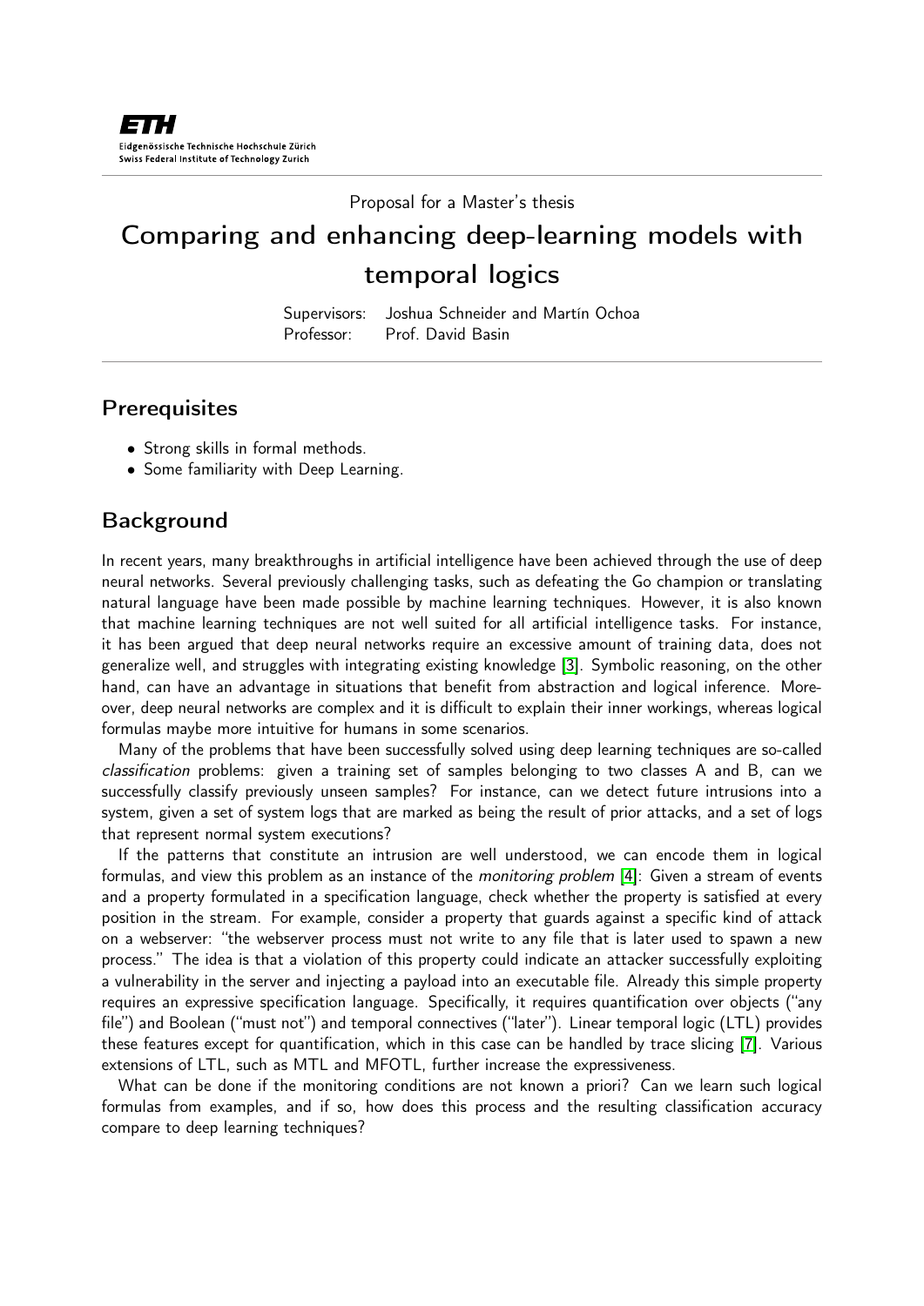ETH Eidgenössische Technische Hochschule Zürich
Swiss Federal Institute of Technology Zurich

Proposal for a Master's thesis

# Comparing and enhancing deep-learning models with temporal logics

Supervisors: Joshua Schneider and Martín Ochoa
Professor: Prof. David Basin

## Prerequisites

- Strong skills in formal methods.
- Some familiarity with Deep Learning.

## Background

In recent years, many breakthroughs in artificial intelligence have been achieved through the use of deep neural networks. Several previously challenging tasks, such as defeating the Go champion or translating natural language have been made possible by machine learning techniques. However, it is also known that machine learning techniques are not well suited for all artificial intelligence tasks. For instance, it has been argued that deep neural networks require an excessive amount of training data, does not generalize well, and struggles with integrating existing knowledge [3]. Symbolic reasoning, on the other hand, can have an advantage in situations that benefit from abstraction and logical inference. Moreover, deep neural networks are complex and it is difficult to explain their inner workings, whereas logical formulas maybe more intuitive for humans in some scenarios.

Many of the problems that have been successfully solved using deep learning techniques are so-called *classification* problems: given a training set of samples belonging to two classes A and B, can we successfully classify previously unseen samples? For instance, can we detect future intrusions into a system, given a set of system logs that are marked as being the result of prior attacks, and a set of logs that represent normal system executions?

If the patterns that constitute an intrusion are well understood, we can encode them in logical formulas, and view this problem as an instance of the *monitoring problem* [4]: Given a stream of events and a property formulated in a specification language, check whether the property is satisfied at every position in the stream. For example, consider a property that guards against a specific kind of attack on a webserver: "the webserver process must not write to any file that is later used to spawn a new process." The idea is that a violation of this property could indicate an attacker successfully exploiting a vulnerability in the server and injecting a payload into an executable file. Already this simple property requires an expressive specification language. Specifically, it requires quantification over objects ("any file") and Boolean ("must not") and temporal connectives ("later"). Linear temporal logic (LTL) provides these features except for quantification, which in this case can be handled by trace slicing [7]. Various extensions of LTL, such as MTL and MFOTL, further increase the expressiveness.

What can be done if the monitoring conditions are not known a priori? Can we learn such logical formulas from examples, and if so, how does this process and the resulting classification accuracy compare to deep learning techniques?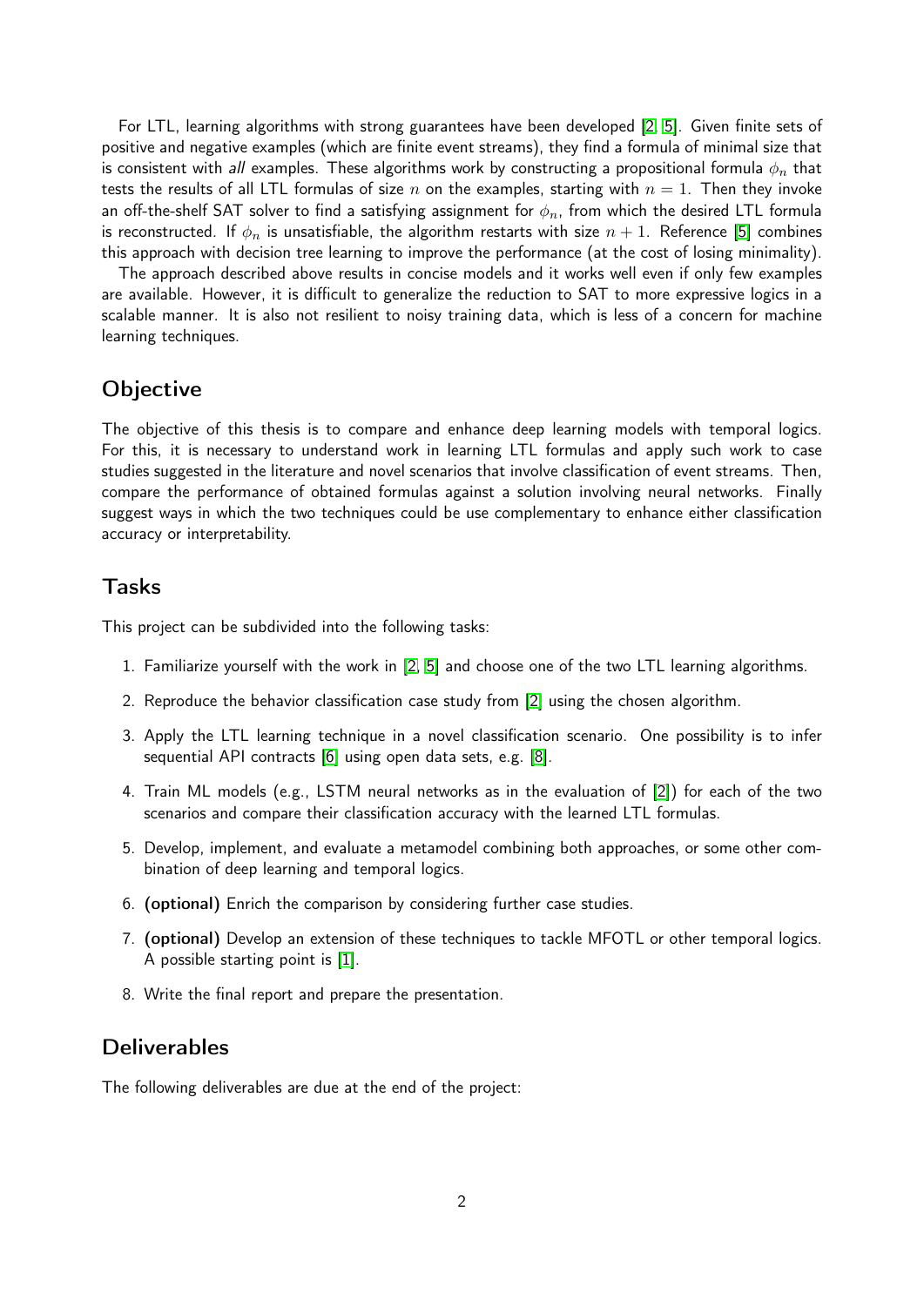For LTL, learning algorithms with strong guarantees have been developed [2, 5]. Given finite sets of positive and negative examples (which are finite event streams), they find a formula of minimal size that is consistent with *all* examples. These algorithms work by constructing a propositional formula $\phi_n$ that tests the results of all LTL formulas of size $n$ on the examples, starting with $n = 1$. Then they invoke an off-the-shelf SAT solver to find a satisfying assignment for $\phi_n$, from which the desired LTL formula is reconstructed. If $\phi_n$ is unsatisfiable, the algorithm restarts with size $n + 1$. Reference [5] combines this approach with decision tree learning to improve the performance (at the cost of losing minimality).

The approach described above results in concise models and it works well even if only few examples are available. However, it is difficult to generalize the reduction to SAT to more expressive logics in a scalable manner. It is also not resilient to noisy training data, which is less of a concern for machine learning techniques.

## Objective

The objective of this thesis is to compare and enhance deep learning models with temporal logics. For this, it is necessary to understand work in learning LTL formulas and apply such work to case studies suggested in the literature and novel scenarios that involve classification of event streams. Then, compare the performance of obtained formulas against a solution involving neural networks. Finally suggest ways in which the two techniques could be use complementary to enhance either classification accuracy or interpretability.

## Tasks

This project can be subdivided into the following tasks:

1. Familiarize yourself with the work in [2, 5] and choose one of the two LTL learning algorithms.
2. Reproduce the behavior classification case study from [2] using the chosen algorithm.
3. Apply the LTL learning technique in a novel classification scenario. One possibility is to infer sequential API contracts [6] using open data sets, e.g. [8].
4. Train ML models (e.g., LSTM neural networks as in the evaluation of [2]) for each of the two scenarios and compare their classification accuracy with the learned LTL formulas.
5. Develop, implement, and evaluate a metamodel combining both approaches, or some other combination of deep learning and temporal logics.
6. **(optional)** Enrich the comparison by considering further case studies.
7. **(optional)** Develop an extension of these techniques to tackle MFOTL or other temporal logics. A possible starting point is [1].
8. Write the final report and prepare the presentation.

## Deliverables

The following deliverables are due at the end of the project: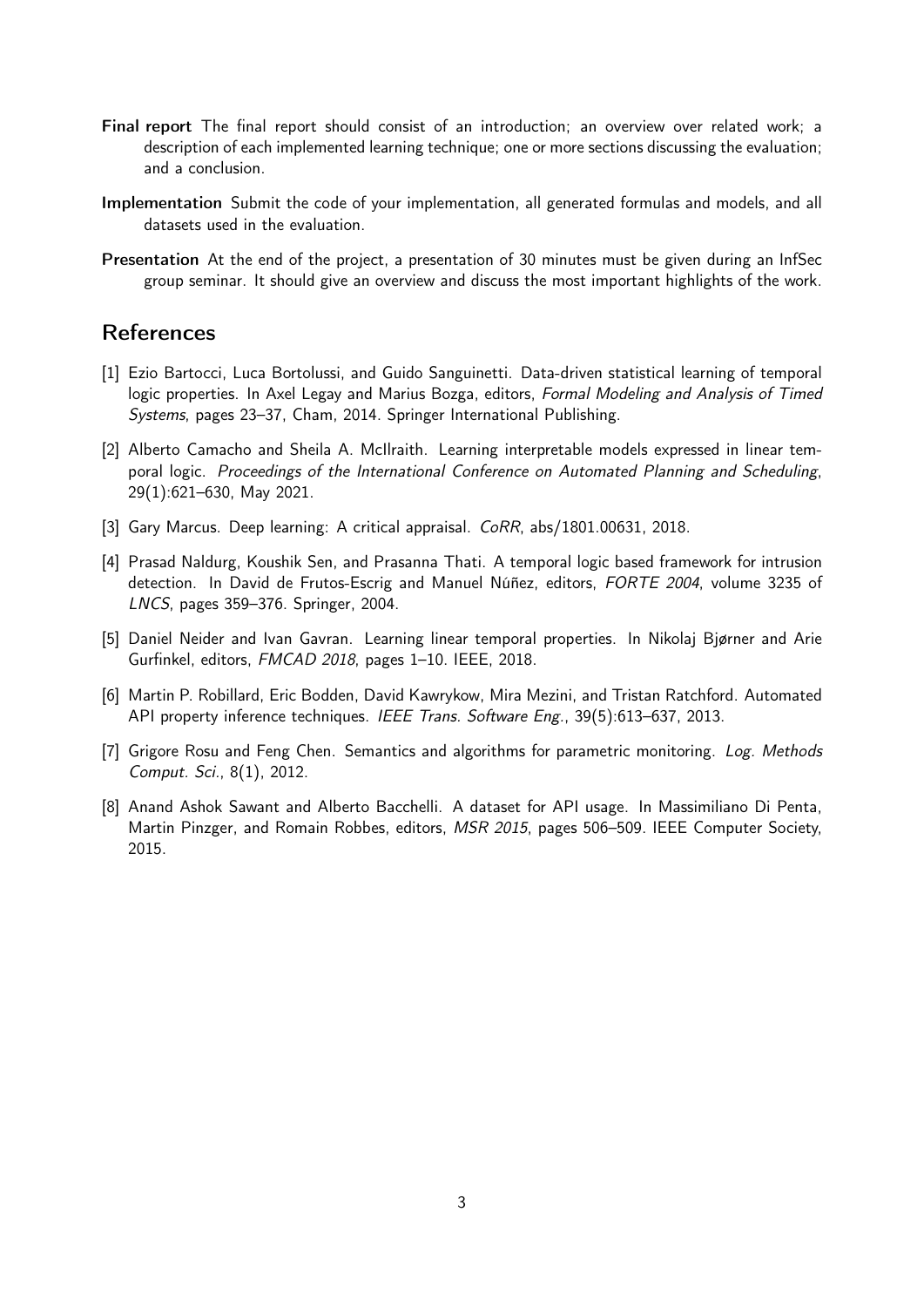**Final report** The final report should consist of an introduction; an overview over related work; a description of each implemented learning technique; one or more sections discussing the evaluation; and a conclusion.

**Implementation** Submit the code of your implementation, all generated formulas and models, and all datasets used in the evaluation.

**Presentation** At the end of the project, a presentation of 30 minutes must be given during an InfSec group seminar. It should give an overview and discuss the most important highlights of the work.

## References

[1] Ezio Bartocci, Luca Bortolussi, and Guido Sanguinetti. Data-driven statistical learning of temporal logic properties. In Axel Legay and Marius Bozga, editors, *Formal Modeling and Analysis of Timed Systems*, pages 23–37, Cham, 2014. Springer International Publishing.

[2] Alberto Camacho and Sheila A. McIlraith. Learning interpretable models expressed in linear temporal logic. *Proceedings of the International Conference on Automated Planning and Scheduling*, 29(1):621–630, May 2021.

[3] Gary Marcus. Deep learning: A critical appraisal. *CoRR*, abs/1801.00631, 2018.

[4] Prasad Naldurg, Koushik Sen, and Prasanna Thati. A temporal logic based framework for intrusion detection. In David de Frutos-Escrig and Manuel Núñez, editors, *FORTE 2004*, volume 3235 of *LNCS*, pages 359–376. Springer, 2004.

[5] Daniel Neider and Ivan Gavran. Learning linear temporal properties. In Nikolaj Bjørner and Arie Gurfinkel, editors, *FMCAD 2018*, pages 1–10. IEEE, 2018.

[6] Martin P. Robillard, Eric Bodden, David Kawrykow, Mira Mezini, and Tristan Ratchford. Automated API property inference techniques. *IEEE Trans. Software Eng.*, 39(5):613–637, 2013.

[7] Grigore Rosu and Feng Chen. Semantics and algorithms for parametric monitoring. *Log. Methods Comput. Sci.*, 8(1), 2012.

[8] Anand Ashok Sawant and Alberto Bacchelli. A dataset for API usage. In Massimiliano Di Penta, Martin Pinzger, and Romain Robbes, editors, *MSR 2015*, pages 506–509. IEEE Computer Society, 2015.